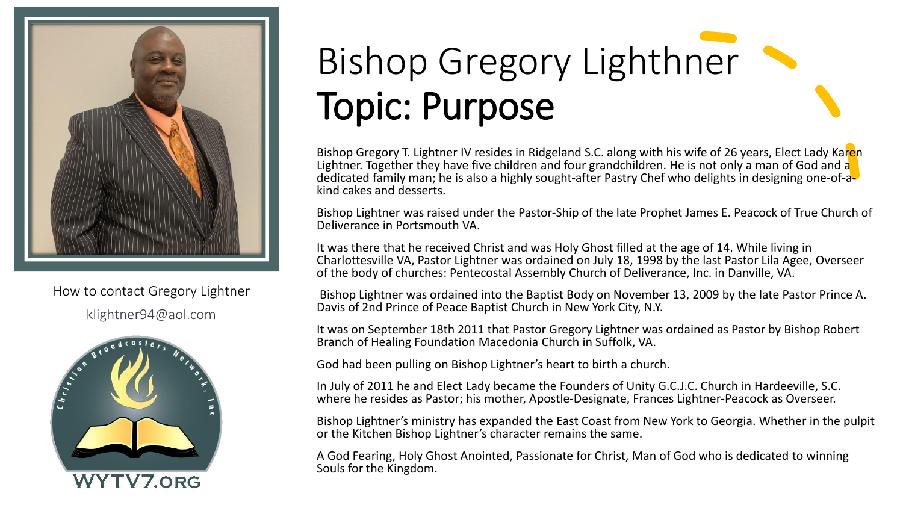# Bishop Gregory Lighthner

## Topic: Purpose

How to contact Gregory Lightner

klightner94@aol.com

WYTV7.ORG

Bishop Gregory T. Lightner IV resides in Ridgeland S.C. along with his wife of 26 years, Elect Lady Karen Lightner. Together they have five children and four grandchildren. He is not only a man of God and a dedicated family man; he is also a highly sought-after Pastry Chef who delights in designing one-of-a-kind cakes and desserts.

Bishop Lightner was raised under the Pastor-Ship of the late Prophet James E. Peacock of True Church of Deliverance in Portsmouth VA.

It was there that he received Christ and was Holy Ghost filled at the age of 14. While living in Charlottesville VA, Pastor Lightner was ordained on July 18, 1998 by the last Pastor Lila Agee, Overseer of the body of churches: Pentecostal Assembly Church of Deliverance, Inc. in Danville, VA.

Bishop Lightner was ordained into the Baptist Body on November 13, 2009 by the late Pastor Prince A. Davis of 2nd Prince of Peace Baptist Church in New York City, N.Y.

It was on September 18th 2011 that Pastor Gregory Lightner was ordained as Pastor by Bishop Robert Branch of Healing Foundation Macedonia Church in Suffolk, VA.

God had been pulling on Bishop Lightner's heart to birth a church.

In July of 2011 he and Elect Lady became the Founders of Unity G.C.J.C. Church in Hardeeville, S.C. where he resides as Pastor; his mother, Apostle-Designate, Frances Lightner-Peacock as Overseer.

Bishop Lightner's ministry has expanded the East Coast from New York to Georgia. Whether in the pulpit or the Kitchen Bishop Lightner's character remains the same.

A God Fearing, Holy Ghost Anointed, Passionate for Christ, Man of God who is dedicated to winning Souls for the Kingdom.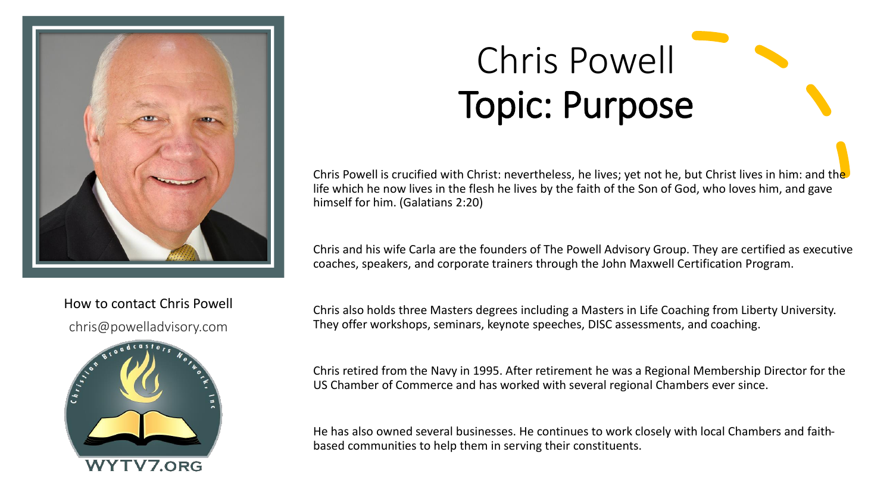# Chris Powell

## Topic: Purpose

Chris Powell is crucified with Christ: nevertheless, he lives; yet not he, but Christ lives in him: and the life which he now lives in the flesh he lives by the faith of the Son of God, who loves him, and gave himself for him. (Galatians 2:20)

Chris and his wife Carla are the founders of The Powell Advisory Group. They are certified as executive coaches, speakers, and corporate trainers through the John Maxwell Certification Program.

Chris also holds three Masters degrees including a Masters in Life Coaching from Liberty University. They offer workshops, seminars, keynote speeches, DISC assessments, and coaching.

Chris retired from the Navy in 1995. After retirement he was a Regional Membership Director for the US Chamber of Commerce and has worked with several regional Chambers ever since.

He has also owned several businesses. He continues to work closely with local Chambers and faith-based communities to help them in serving their constituents.

How to contact Chris Powell

chris@powelladvisory.com

Christian Broadcasters Network, Inc

WYTV7.ORG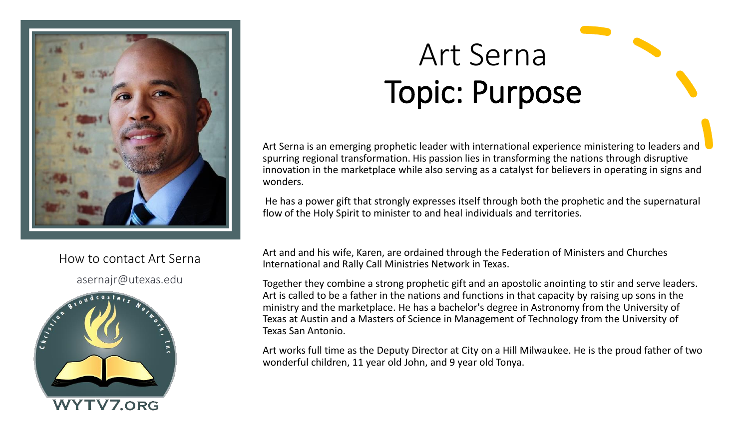# Art Serna
## Topic: Purpose

Art Serna is an emerging prophetic leader with international experience ministering to leaders and spurring regional transformation. His passion lies in transforming the nations through disruptive innovation in the marketplace while also serving as a catalyst for believers in operating in signs and wonders.

He has a power gift that strongly expresses itself through both the prophetic and the supernatural flow of the Holy Spirit to minister to and heal individuals and territories.

Art and and his wife, Karen, are ordained through the Federation of Ministers and Churches International and Rally Call Ministries Network in Texas.

Together they combine a strong prophetic gift and an apostolic anointing to stir and serve leaders. Art is called to be a father in the nations and functions in that capacity by raising up sons in the ministry and the marketplace. He has a bachelor's degree in Astronomy from the University of Texas at Austin and a Masters of Science in Management of Technology from the University of Texas San Antonio.

Art works full time as the Deputy Director at City on a Hill Milwaukee. He is the proud father of two wonderful children, 11 year old John, and 9 year old Tonya.

How to contact Art Serna

asernajr@utexas.edu

Christian Broadcasters Network, Inc

WYTV7.ORG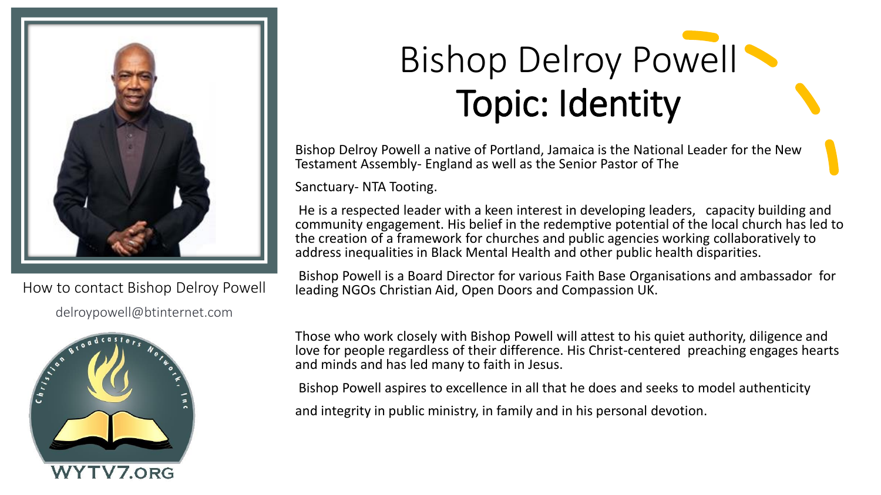# Bishop Delroy Powell

## Topic: Identity

How to contact Bishop Delroy Powell

delroypowell@btinternet.com

WYTV7.ORG

Bishop Delroy Powell a native of Portland, Jamaica is the National Leader for the New Testament Assembly- England as well as the Senior Pastor of The

Sanctuary- NTA Tooting.

He is a respected leader with a keen interest in developing leaders, capacity building and community engagement. His belief in the redemptive potential of the local church has led to the creation of a framework for churches and public agencies working collaboratively to address inequalities in Black Mental Health and other public health disparities.

Bishop Powell is a Board Director for various Faith Base Organisations and ambassador for leading NGOs Christian Aid, Open Doors and Compassion UK.

Those who work closely with Bishop Powell will attest to his quiet authority, diligence and love for people regardless of their difference. His Christ-centered preaching engages hearts and minds and has led many to faith in Jesus.

Bishop Powell aspires to excellence in all that he does and seeks to model authenticity

and integrity in public ministry, in family and in his personal devotion.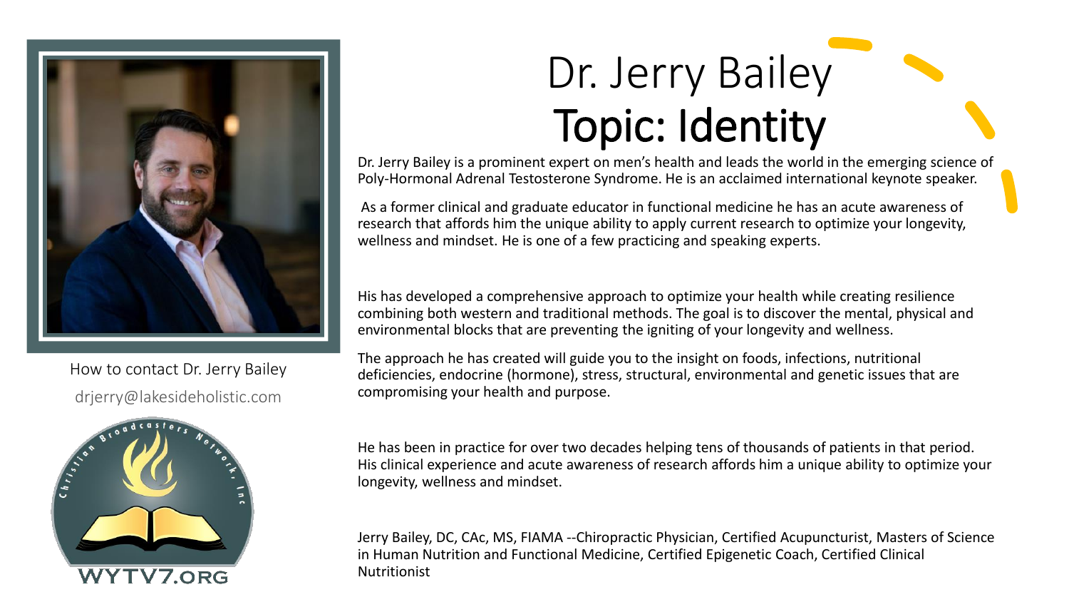# Dr. Jerry Bailey

## Topic: Identity

Dr. Jerry Bailey is a prominent expert on men's health and leads the world in the emerging science of Poly-Hormonal Adrenal Testosterone Syndrome. He is an acclaimed international keynote speaker.

As a former clinical and graduate educator in functional medicine he has an acute awareness of research that affords him the unique ability to apply current research to optimize your longevity, wellness and mindset. He is one of a few practicing and speaking experts.

His has developed a comprehensive approach to optimize your health while creating resilience combining both western and traditional methods. The goal is to discover the mental, physical and environmental blocks that are preventing the igniting of your longevity and wellness.

The approach he has created will guide you to the insight on foods, infections, nutritional deficiencies, endocrine (hormone), stress, structural, environmental and genetic issues that are compromising your health and purpose.

He has been in practice for over two decades helping tens of thousands of patients in that period. His clinical experience and acute awareness of research affords him a unique ability to optimize your longevity, wellness and mindset.

Jerry Bailey, DC, CAc, MS, FIAMA --Chiropractic Physician, Certified Acupuncturist, Masters of Science in Human Nutrition and Functional Medicine, Certified Epigenetic Coach, Certified Clinical Nutritionist

How to contact Dr. Jerry Bailey

drjerry@lakesideholistic.com

Christian Broadcasters Network, Inc

WYTV7.ORG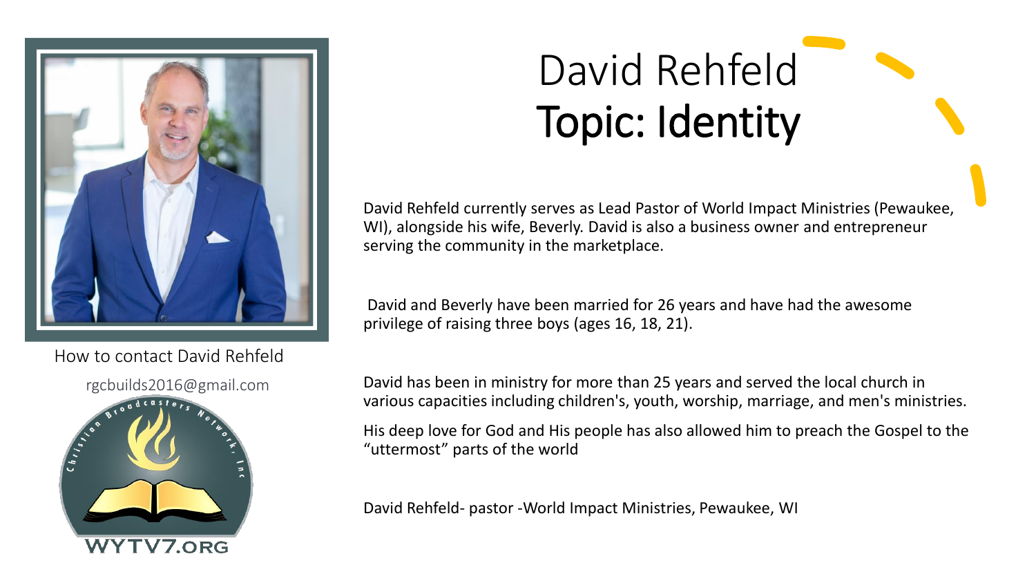# David Rehfeld

## Topic: Identity

How to contact David Rehfeld

rgcbuilds2016@gmail.com

Christian Broadcasters Network, Inc

WYTV7.ORG

David Rehfeld currently serves as Lead Pastor of World Impact Ministries (Pewaukee, WI), alongside his wife, Beverly. David is also a business owner and entrepreneur serving the community in the marketplace.

David and Beverly have been married for 26 years and have had the awesome privilege of raising three boys (ages 16, 18, 21).

David has been in ministry for more than 25 years and served the local church in various capacities including children's, youth, worship, marriage, and men's ministries.

His deep love for God and His people has also allowed him to preach the Gospel to the "uttermost" parts of the world

David Rehfeld- pastor -World Impact Ministries, Pewaukee, WI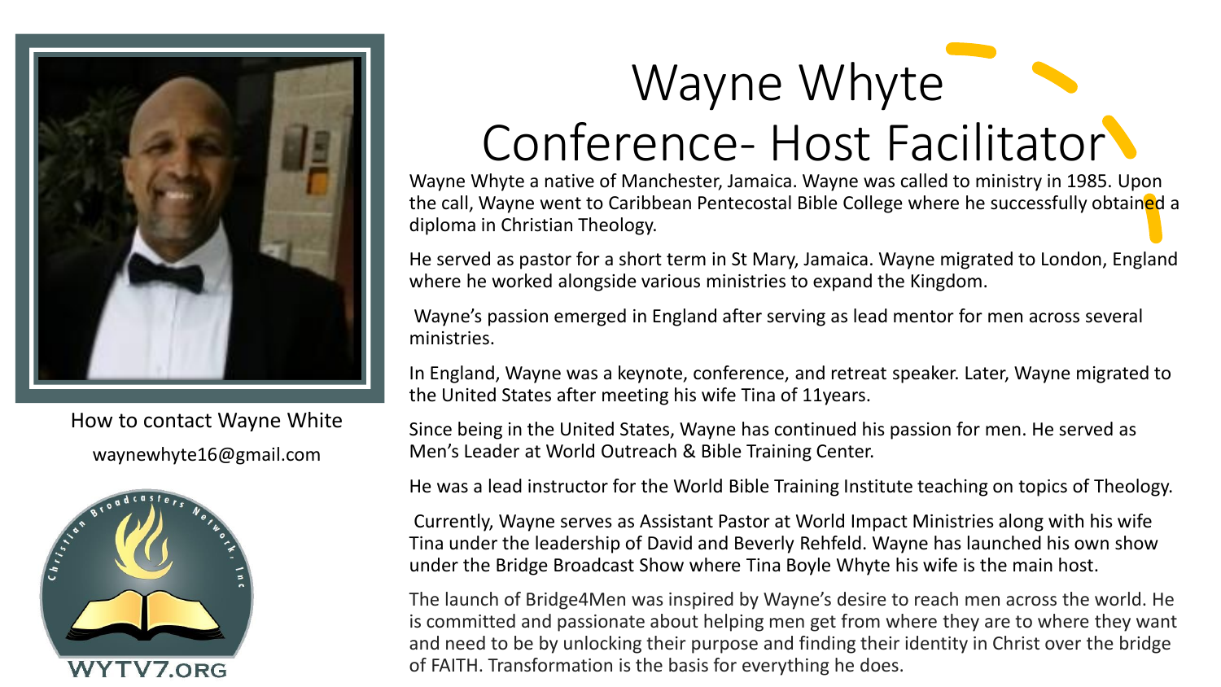# Wayne Whyte

# Conference- Host Facilitator

How to contact Wayne White

waynewhyte16@gmail.com

WYTV7.ORG

Wayne Whyte a native of Manchester, Jamaica. Wayne was called to ministry in 1985. Upon the call, Wayne went to Caribbean Pentecostal Bible College where he successfully obtained a diploma in Christian Theology.

He served as pastor for a short term in St Mary, Jamaica. Wayne migrated to London, England where he worked alongside various ministries to expand the Kingdom.

Wayne's passion emerged in England after serving as lead mentor for men across several ministries.

In England, Wayne was a keynote, conference, and retreat speaker. Later, Wayne migrated to the United States after meeting his wife Tina of 11years.

Since being in the United States, Wayne has continued his passion for men. He served as Men's Leader at World Outreach & Bible Training Center.

He was a lead instructor for the World Bible Training Institute teaching on topics of Theology.

Currently, Wayne serves as Assistant Pastor at World Impact Ministries along with his wife Tina under the leadership of David and Beverly Rehfeld. Wayne has launched his own show under the Bridge Broadcast Show where Tina Boyle Whyte his wife is the main host.

The launch of Bridge4Men was inspired by Wayne's desire to reach men across the world. He is committed and passionate about helping men get from where they are to where they want and need to be by unlocking their purpose and finding their identity in Christ over the bridge of FAITH. Transformation is the basis for everything he does.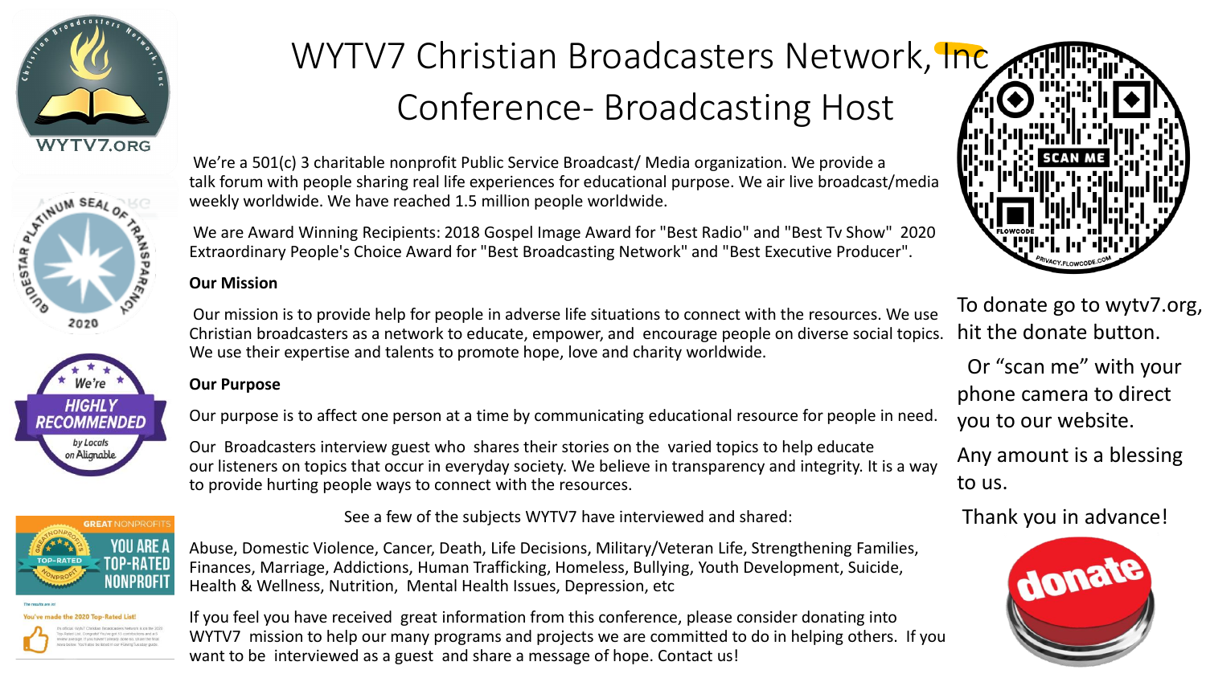# WYTV7 Christian Broadcasters Network, Inc Conference- Broadcasting Host

We're a 501(c) 3 charitable nonprofit Public Service Broadcast/ Media organization. We provide a talk forum with people sharing real life experiences for educational purpose. We air live broadcast/media weekly worldwide. We have reached 1.5 million people worldwide.

We are Award Winning Recipients: 2018 Gospel Image Award for "Best Radio" and "Best Tv Show" 2020 Extraordinary People's Choice Award for "Best Broadcasting Network" and "Best Executive Producer".

**Our Mission**

Our mission is to provide help for people in adverse life situations to connect with the resources. We use Christian broadcasters as a network to educate, empower, and encourage people on diverse social topics. We use their expertise and talents to promote hope, love and charity worldwide.

**Our Purpose**

Our purpose is to affect one person at a time by communicating educational resource for people in need.

Our Broadcasters interview guest who shares their stories on the varied topics to help educate our listeners on topics that occur in everyday society. We believe in transparency and integrity. It is a way to provide hurting people ways to connect with the resources.

See a few of the subjects WYTV7 have interviewed and shared:

Abuse, Domestic Violence, Cancer, Death, Life Decisions, Military/Veteran Life, Strengthening Families, Finances, Marriage, Addictions, Human Trafficking, Homeless, Bullying, Youth Development, Suicide, Health & Wellness, Nutrition, Mental Health Issues, Depression, etc

If you feel you have received great information from this conference, please consider donating into WYTV7 mission to help our many programs and projects we are committed to do in helping others. If you want to be interviewed as a guest and share a message of hope. Contact us!

To donate go to wytv7.org, hit the donate button.

Or "scan me" with your phone camera to direct you to our website.

Any amount is a blessing to us.

Thank you in advance!